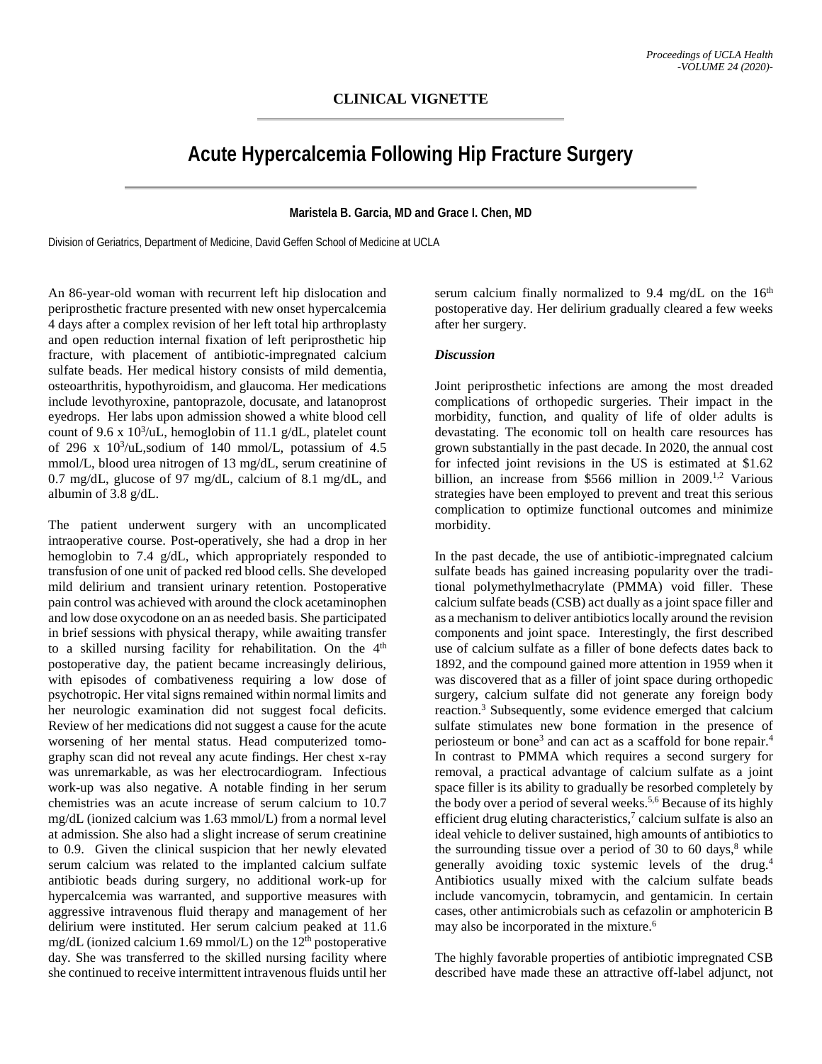## CLINICAL VIGNETTE

# Acute Hypercalcemia Following Hip Fracture Surgery

**Maristela B. Garcia, MD and Grace I. Chen, MD**

Division of Geriatrics, Department of Medicine, David Geffen School of Medicine at UCLA

An 86-year-old woman with recurrent left hip dislocation and periprosthetic fracture presented with new onset hypercalcemia 4 days after a complex revision of her left total hip arthroplasty and open reduction internal fixation of left periprosthetic hip fracture, with placement of antibiotic-impregnated calcium sulfate beads. Her medical history consists of mild dementia, osteoarthritis, hypothyroidism, and glaucoma. Her medications include levothyroxine, pantoprazole, docusate, and latanoprost eyedrops. Her labs upon admission showed a white blood cell count of 9.6 x $10^3$/uL, hemoglobin of 11.1 g/dL, platelet count of 296 x $10^3$/uL, sodium of 140 mmol/L, potassium of 4.5 mmol/L, blood urea nitrogen of 13 mg/dL, serum creatinine of 0.7 mg/dL, glucose of 97 mg/dL, calcium of 8.1 mg/dL, and albumin of 3.8 g/dL.

The patient underwent surgery with an uncomplicated intraoperative course. Post-operatively, she had a drop in her hemoglobin to 7.4 g/dL, which appropriately responded to transfusion of one unit of packed red blood cells. She developed mild delirium and transient urinary retention. Postoperative pain control was achieved with around the clock acetaminophen and low dose oxycodone on an as needed basis. She participated in brief sessions with physical therapy, while awaiting transfer to a skilled nursing facility for rehabilitation. On the 4th postoperative day, the patient became increasingly delirious, with episodes of combativeness requiring a low dose of psychotropic. Her vital signs remained within normal limits and her neurologic examination did not suggest focal deficits. Review of her medications did not suggest a cause for the acute worsening of her mental status. Head computerized tomography scan did not reveal any acute findings. Her chest x-ray was unremarkable, as was her electrocardiogram. Infectious work-up was also negative. A notable finding in her serum chemistries was an acute increase of serum calcium to 10.7 mg/dL (ionized calcium was 1.63 mmol/L) from a normal level at admission. She also had a slight increase of serum creatinine to 0.9. Given the clinical suspicion that her newly elevated serum calcium was related to the implanted calcium sulfate antibiotic beads during surgery, no additional work-up for hypercalcemia was warranted, and supportive measures with aggressive intravenous fluid therapy and management of her delirium were instituted. Her serum calcium peaked at 11.6 mg/dL (ionized calcium 1.69 mmol/L) on the 12th postoperative day. She was transferred to the skilled nursing facility where she continued to receive intermittent intravenous fluids until her serum calcium finally normalized to 9.4 mg/dL on the 16th postoperative day. Her delirium gradually cleared a few weeks after her surgery.

### *Discussion*

Joint periprosthetic infections are among the most dreaded complications of orthopedic surgeries. Their impact in the morbidity, function, and quality of life of older adults is devastating. The economic toll on health care resources has grown substantially in the past decade. In 2020, the annual cost for infected joint revisions in the US is estimated at $1.62 billion, an increase from $566 million in 2009.[1,2] Various strategies have been employed to prevent and treat this serious complication to optimize functional outcomes and minimize morbidity.

In the past decade, the use of antibiotic-impregnated calcium sulfate beads has gained increasing popularity over the traditional polymethylmethacrylate (PMMA) void filler. These calcium sulfate beads (CSB) act dually as a joint space filler and as a mechanism to deliver antibiotics locally around the revision components and joint space. Interestingly, the first described use of calcium sulfate as a filler of bone defects dates back to 1892, and the compound gained more attention in 1959 when it was discovered that as a filler of joint space during orthopedic surgery, calcium sulfate did not generate any foreign body reaction.[3] Subsequently, some evidence emerged that calcium sulfate stimulates new bone formation in the presence of periosteum or bone[3] and can act as a scaffold for bone repair.[4] In contrast to PMMA which requires a second surgery for removal, a practical advantage of calcium sulfate as a joint space filler is its ability to gradually be resorbed completely by the body over a period of several weeks.[5,6] Because of its highly efficient drug eluting characteristics,[7] calcium sulfate is also an ideal vehicle to deliver sustained, high amounts of antibiotics to the surrounding tissue over a period of 30 to 60 days,[8] while generally avoiding toxic systemic levels of the drug.[4] Antibiotics usually mixed with the calcium sulfate beads include vancomycin, tobramycin, and gentamicin. In certain cases, other antimicrobials such as cefazolin or amphotericin B may also be incorporated in the mixture.[6]

The highly favorable properties of antibiotic impregnated CSB described have made these an attractive off-label adjunct, not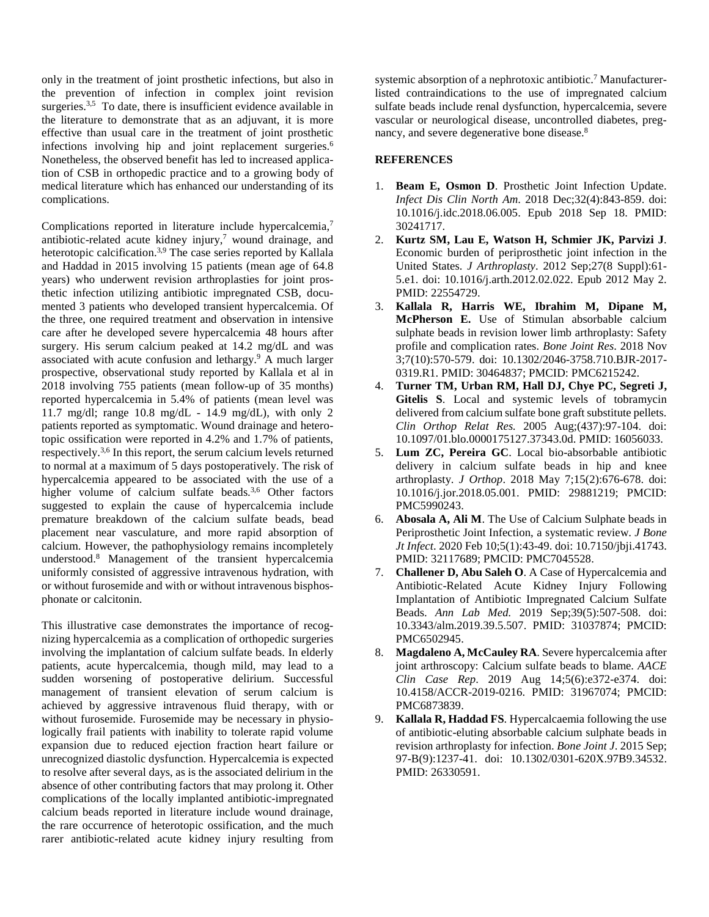only in the treatment of joint prosthetic infections, but also in the prevention of infection in complex joint revision surgeries.[3,5] To date, there is insufficient evidence available in the literature to demonstrate that as an adjuvant, it is more effective than usual care in the treatment of joint prosthetic infections involving hip and joint replacement surgeries.[6] Nonetheless, the observed benefit has led to increased application of CSB in orthopedic practice and to a growing body of medical literature which has enhanced our understanding of its complications.

Complications reported in literature include hypercalcemia,[7] antibiotic-related acute kidney injury,[7] wound drainage, and heterotopic calcification.[3,9] The case series reported by Kallala and Haddad in 2015 involving 15 patients (mean age of 64.8 years) who underwent revision arthroplasties for joint prosthetic infection utilizing antibiotic impregnated CSB, documented 3 patients who developed transient hypercalcemia. Of the three, one required treatment and observation in intensive care after he developed severe hypercalcemia 48 hours after surgery. His serum calcium peaked at 14.2 mg/dL and was associated with acute confusion and lethargy.[9] A much larger prospective, observational study reported by Kallala et al in 2018 involving 755 patients (mean follow-up of 35 months) reported hypercalcemia in 5.4% of patients (mean level was 11.7 mg/dl; range 10.8 mg/dL - 14.9 mg/dL), with only 2 patients reported as symptomatic. Wound drainage and heterotopic ossification were reported in 4.2% and 1.7% of patients, respectively.[3,6] In this report, the serum calcium levels returned to normal at a maximum of 5 days postoperatively. The risk of hypercalcemia appeared to be associated with the use of a higher volume of calcium sulfate beads.[3,6] Other factors suggested to explain the cause of hypercalcemia include premature breakdown of the calcium sulfate beads, bead placement near vasculature, and more rapid absorption of calcium. However, the pathophysiology remains incompletely understood.[8] Management of the transient hypercalcemia uniformly consisted of aggressive intravenous hydration, with or without furosemide and with or without intravenous bisphosphonate or calcitonin.

This illustrative case demonstrates the importance of recognizing hypercalcemia as a complication of orthopedic surgeries involving the implantation of calcium sulfate beads. In elderly patients, acute hypercalcemia, though mild, may lead to a sudden worsening of postoperative delirium. Successful management of transient elevation of serum calcium is achieved by aggressive intravenous fluid therapy, with or without furosemide. Furosemide may be necessary in physiologically frail patients with inability to tolerate rapid volume expansion due to reduced ejection fraction heart failure or unrecognized diastolic dysfunction. Hypercalcemia is expected to resolve after several days, as is the associated delirium in the absence of other contributing factors that may prolong it. Other complications of the locally implanted antibiotic-impregnated calcium beads reported in literature include wound drainage, the rare occurrence of heterotopic ossification, and the much rarer antibiotic-related acute kidney injury resulting from systemic absorption of a nephrotoxic antibiotic.[7] Manufacturer-listed contraindications to the use of impregnated calcium sulfate beads include renal dysfunction, hypercalcemia, severe vascular or neurological disease, uncontrolled diabetes, pregnancy, and severe degenerative bone disease.[8]

## REFERENCES

1. **Beam E, Osmon D**. Prosthetic Joint Infection Update. *Infect Dis Clin North Am*. 2018 Dec;32(4):843-859. doi: 10.1016/j.idc.2018.06.005. Epub 2018 Sep 18. PMID: 30241717.
2. **Kurtz SM, Lau E, Watson H, Schmier JK, Parvizi J**. Economic burden of periprosthetic joint infection in the United States. *J Arthroplasty*. 2012 Sep;27(8 Suppl):61-5.e1. doi: 10.1016/j.arth.2012.02.022. Epub 2012 May 2. PMID: 22554729.
3. **Kallala R, Harris WE, Ibrahim M, Dipane M, McPherson E.** Use of Stimulan absorbable calcium sulphate beads in revision lower limb arthroplasty: Safety profile and complication rates. *Bone Joint Res*. 2018 Nov 3;7(10):570-579. doi: 10.1302/2046-3758.710.BJR-2017-0319.R1. PMID: 30464837; PMCID: PMC6215242.
4. **Turner TM, Urban RM, Hall DJ, Chye PC, Segreti J, Gitelis S**. Local and systemic levels of tobramycin delivered from calcium sulfate bone graft substitute pellets. *Clin Orthop Relat Res.* 2005 Aug;(437):97-104. doi: 10.1097/01.blo.0000175127.37343.0d. PMID: 16056033.
5. **Lum ZC, Pereira GC**. Local bio-absorbable antibiotic delivery in calcium sulfate beads in hip and knee arthroplasty. *J Orthop*. 2018 May 7;15(2):676-678. doi: 10.1016/j.jor.2018.05.001. PMID: 29881219; PMCID: PMC5990243.
6. **Abosala A, Ali M**. The Use of Calcium Sulphate beads in Periprosthetic Joint Infection, a systematic review. *J Bone Jt Infect*. 2020 Feb 10;5(1):43-49. doi: 10.7150/jbji.41743. PMID: 32117689; PMCID: PMC7045528.
7. **Challener D, Abu Saleh O**. A Case of Hypercalcemia and Antibiotic-Related Acute Kidney Injury Following Implantation of Antibiotic Impregnated Calcium Sulfate Beads. *Ann Lab Med.* 2019 Sep;39(5):507-508. doi: 10.3343/alm.2019.39.5.507. PMID: 31037874; PMCID: PMC6502945.
8. **Magdaleno A, McCauley RA**. Severe hypercalcemia after joint arthroscopy: Calcium sulfate beads to blame. *AACE Clin Case Rep*. 2019 Aug 14;5(6):e372-e374. doi: 10.4158/ACCR-2019-0216. PMID: 31967074; PMCID: PMC6873839.
9. **Kallala R, Haddad FS**. Hypercalcaemia following the use of antibiotic-eluting absorbable calcium sulphate beads in revision arthroplasty for infection. *Bone Joint J*. 2015 Sep; 97-B(9):1237-41. doi: 10.1302/0301-620X.97B9.34532. PMID: 26330591.